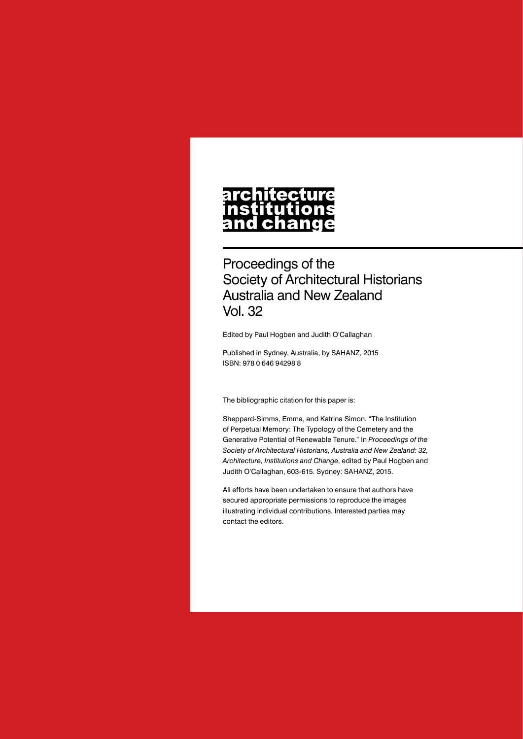# architecture institutions and change

## Proceedings of the Society of Architectural Historians Australia and New Zealand Vol. 32

Edited by Paul Hogben and Judith O'Callaghan

Published in Sydney, Australia, by SAHANZ, 2015
ISBN: 978 0 646 94298 8

The bibliographic citation for this paper is:

Sheppard-Simms, Emma, and Katrina Simon. "The Institution of Perpetual Memory: The Typology of the Cemetery and the Generative Potential of Renewable Tenure." In *Proceedings of the Society of Architectural Historians, Australia and New Zealand: 32, Architecture, Institutions and Change*, edited by Paul Hogben and Judith O'Callaghan, 603-615. Sydney: SAHANZ, 2015.

All efforts have been undertaken to ensure that authors have secured appropriate permissions to reproduce the images illustrating individual contributions. Interested parties may contact the editors.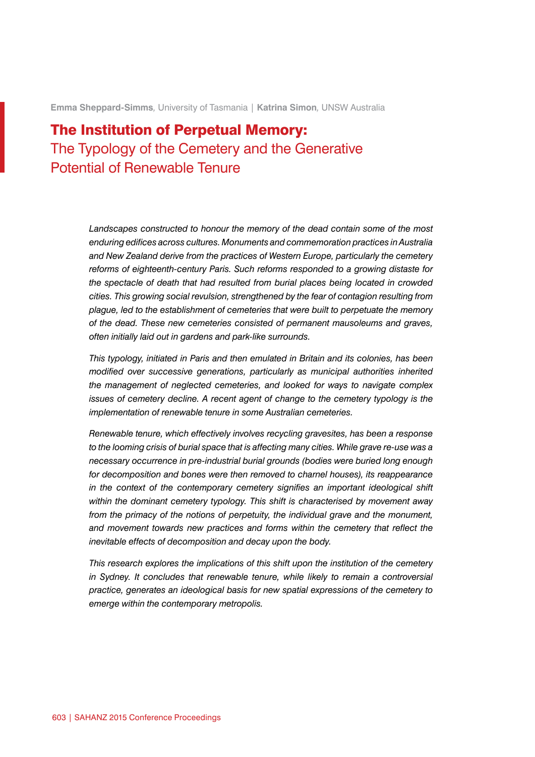**Emma Sheppard-Simms**, University of Tasmania | **Katrina Simon**, UNSW Australia

# The Institution of Perpetual Memory: The Typology of the Cemetery and the Generative Potential of Renewable Tenure

*Landscapes constructed to honour the memory of the dead contain some of the most enduring edifices across cultures. Monuments and commemoration practices in Australia and New Zealand derive from the practices of Western Europe, particularly the cemetery reforms of eighteenth-century Paris. Such reforms responded to a growing distaste for the spectacle of death that had resulted from burial places being located in crowded cities. This growing social revulsion, strengthened by the fear of contagion resulting from plague, led to the establishment of cemeteries that were built to perpetuate the memory of the dead. These new cemeteries consisted of permanent mausoleums and graves, often initially laid out in gardens and park-like surrounds.*

*This typology, initiated in Paris and then emulated in Britain and its colonies, has been modified over successive generations, particularly as municipal authorities inherited the management of neglected cemeteries, and looked for ways to navigate complex issues of cemetery decline. A recent agent of change to the cemetery typology is the implementation of renewable tenure in some Australian cemeteries.*

*Renewable tenure, which effectively involves recycling gravesites, has been a response to the looming crisis of burial space that is affecting many cities. While grave re-use was a necessary occurrence in pre-industrial burial grounds (bodies were buried long enough for decomposition and bones were then removed to charnel houses), its reappearance in the context of the contemporary cemetery signifies an important ideological shift within the dominant cemetery typology. This shift is characterised by movement away from the primacy of the notions of perpetuity, the individual grave and the monument, and movement towards new practices and forms within the cemetery that reflect the inevitable effects of decomposition and decay upon the body.*

*This research explores the implications of this shift upon the institution of the cemetery in Sydney. It concludes that renewable tenure, while likely to remain a controversial practice, generates an ideological basis for new spatial expressions of the cemetery to emerge within the contemporary metropolis.*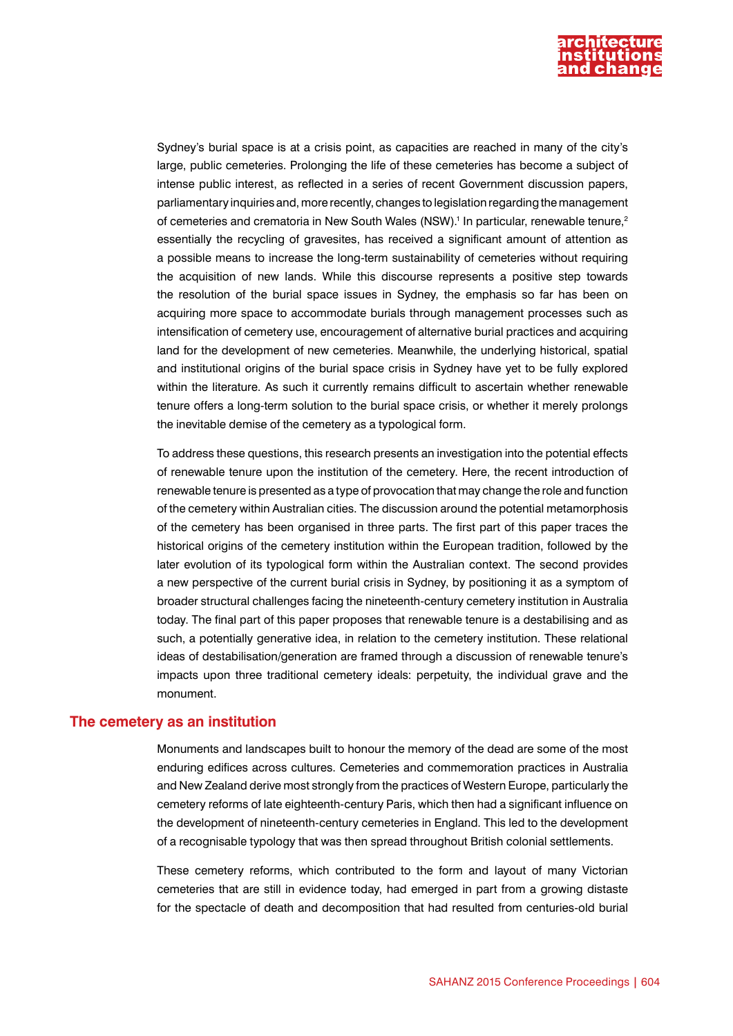Sydney's burial space is at a crisis point, as capacities are reached in many of the city's large, public cemeteries. Prolonging the life of these cemeteries has become a subject of intense public interest, as reflected in a series of recent Government discussion papers, parliamentary inquiries and, more recently, changes to legislation regarding the management of cemeteries and crematoria in New South Wales (NSW).[1] In particular, renewable tenure,[2] essentially the recycling of gravesites, has received a significant amount of attention as a possible means to increase the long-term sustainability of cemeteries without requiring the acquisition of new lands. While this discourse represents a positive step towards the resolution of the burial space issues in Sydney, the emphasis so far has been on acquiring more space to accommodate burials through management processes such as intensification of cemetery use, encouragement of alternative burial practices and acquiring land for the development of new cemeteries. Meanwhile, the underlying historical, spatial and institutional origins of the burial space crisis in Sydney have yet to be fully explored within the literature. As such it currently remains difficult to ascertain whether renewable tenure offers a long-term solution to the burial space crisis, or whether it merely prolongs the inevitable demise of the cemetery as a typological form.

To address these questions, this research presents an investigation into the potential effects of renewable tenure upon the institution of the cemetery. Here, the recent introduction of renewable tenure is presented as a type of provocation that may change the role and function of the cemetery within Australian cities. The discussion around the potential metamorphosis of the cemetery has been organised in three parts. The first part of this paper traces the historical origins of the cemetery institution within the European tradition, followed by the later evolution of its typological form within the Australian context. The second provides a new perspective of the current burial crisis in Sydney, by positioning it as a symptom of broader structural challenges facing the nineteenth-century cemetery institution in Australia today. The final part of this paper proposes that renewable tenure is a destabilising and as such, a potentially generative idea, in relation to the cemetery institution. These relational ideas of destabilisation/generation are framed through a discussion of renewable tenure's impacts upon three traditional cemetery ideals: perpetuity, the individual grave and the monument.

## The cemetery as an institution

Monuments and landscapes built to honour the memory of the dead are some of the most enduring edifices across cultures. Cemeteries and commemoration practices in Australia and New Zealand derive most strongly from the practices of Western Europe, particularly the cemetery reforms of late eighteenth-century Paris, which then had a significant influence on the development of nineteenth-century cemeteries in England. This led to the development of a recognisable typology that was then spread throughout British colonial settlements.

These cemetery reforms, which contributed to the form and layout of many Victorian cemeteries that are still in evidence today, had emerged in part from a growing distaste for the spectacle of death and decomposition that had resulted from centuries-old burial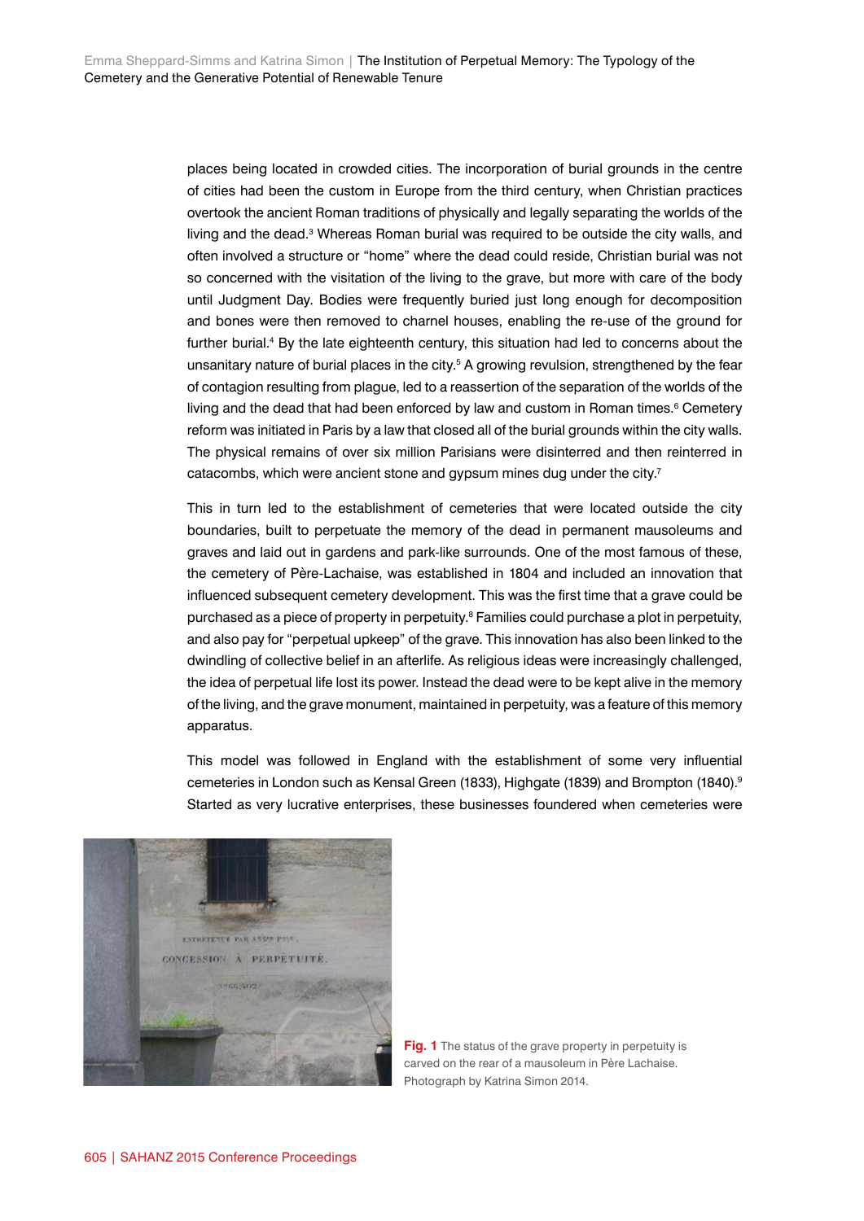places being located in crowded cities. The incorporation of burial grounds in the centre of cities had been the custom in Europe from the third century, when Christian practices overtook the ancient Roman traditions of physically and legally separating the worlds of the living and the dead.[3] Whereas Roman burial was required to be outside the city walls, and often involved a structure or "home" where the dead could reside, Christian burial was not so concerned with the visitation of the living to the grave, but more with care of the body until Judgment Day. Bodies were frequently buried just long enough for decomposition and bones were then removed to charnel houses, enabling the re-use of the ground for further burial.[4] By the late eighteenth century, this situation had led to concerns about the unsanitary nature of burial places in the city.[5] A growing revulsion, strengthened by the fear of contagion resulting from plague, led to a reassertion of the separation of the worlds of the living and the dead that had been enforced by law and custom in Roman times.[6] Cemetery reform was initiated in Paris by a law that closed all of the burial grounds within the city walls. The physical remains of over six million Parisians were disinterred and then reinterred in catacombs, which were ancient stone and gypsum mines dug under the city.[7]

This in turn led to the establishment of cemeteries that were located outside the city boundaries, built to perpetuate the memory of the dead in permanent mausoleums and graves and laid out in gardens and park-like surrounds. One of the most famous of these, the cemetery of Père-Lachaise, was established in 1804 and included an innovation that influenced subsequent cemetery development. This was the first time that a grave could be purchased as a piece of property in perpetuity.[8] Families could purchase a plot in perpetuity, and also pay for "perpetual upkeep" of the grave. This innovation has also been linked to the dwindling of collective belief in an afterlife. As religious ideas were increasingly challenged, the idea of perpetual life lost its power. Instead the dead were to be kept alive in the memory of the living, and the grave monument, maintained in perpetuity, was a feature of this memory apparatus.

This model was followed in England with the establishment of some very influential cemeteries in London such as Kensal Green (1833), Highgate (1839) and Brompton (1840).[9] Started as very lucrative enterprises, these businesses foundered when cemeteries were

**Fig. 1** The status of the grave property in perpetuity is carved on the rear of a mausoleum in Père Lachaise. Photograph by Katrina Simon 2014.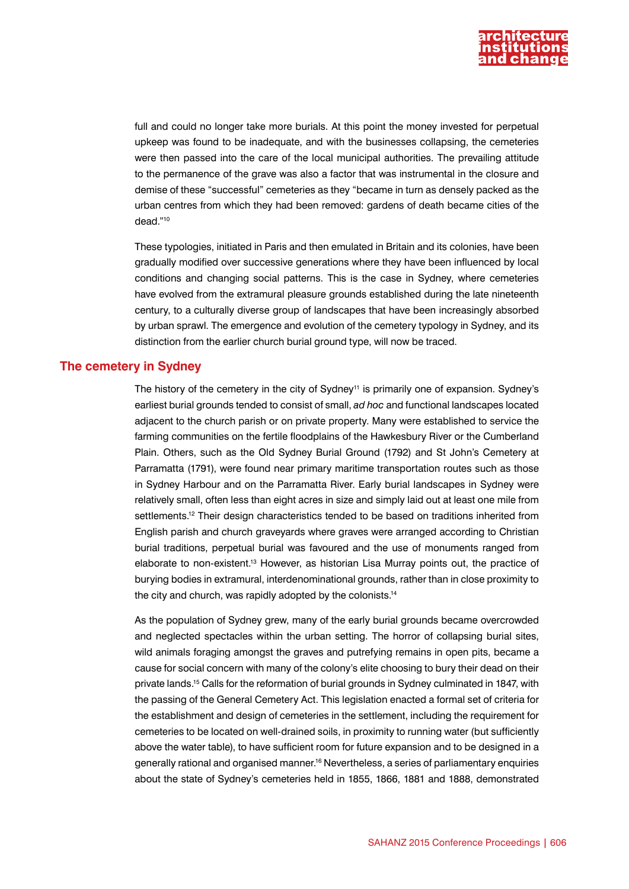full and could no longer take more burials. At this point the money invested for perpetual upkeep was found to be inadequate, and with the businesses collapsing, the cemeteries were then passed into the care of the local municipal authorities. The prevailing attitude to the permanence of the grave was also a factor that was instrumental in the closure and demise of these "successful" cemeteries as they "became in turn as densely packed as the urban centres from which they had been removed: gardens of death became cities of the dead."[10]

These typologies, initiated in Paris and then emulated in Britain and its colonies, have been gradually modified over successive generations where they have been influenced by local conditions and changing social patterns. This is the case in Sydney, where cemeteries have evolved from the extramural pleasure grounds established during the late nineteenth century, to a culturally diverse group of landscapes that have been increasingly absorbed by urban sprawl. The emergence and evolution of the cemetery typology in Sydney, and its distinction from the earlier church burial ground type, will now be traced.

## The cemetery in Sydney

The history of the cemetery in the city of Sydney[11] is primarily one of expansion. Sydney's earliest burial grounds tended to consist of small, *ad hoc* and functional landscapes located adjacent to the church parish or on private property. Many were established to service the farming communities on the fertile floodplains of the Hawkesbury River or the Cumberland Plain. Others, such as the Old Sydney Burial Ground (1792) and St John's Cemetery at Parramatta (1791), were found near primary maritime transportation routes such as those in Sydney Harbour and on the Parramatta River. Early burial landscapes in Sydney were relatively small, often less than eight acres in size and simply laid out at least one mile from settlements.[12] Their design characteristics tended to be based on traditions inherited from English parish and church graveyards where graves were arranged according to Christian burial traditions, perpetual burial was favoured and the use of monuments ranged from elaborate to non-existent.[13] However, as historian Lisa Murray points out, the practice of burying bodies in extramural, interdenominational grounds, rather than in close proximity to the city and church, was rapidly adopted by the colonists.[14]

As the population of Sydney grew, many of the early burial grounds became overcrowded and neglected spectacles within the urban setting. The horror of collapsing burial sites, wild animals foraging amongst the graves and putrefying remains in open pits, became a cause for social concern with many of the colony's elite choosing to bury their dead on their private lands.[15] Calls for the reformation of burial grounds in Sydney culminated in 1847, with the passing of the General Cemetery Act. This legislation enacted a formal set of criteria for the establishment and design of cemeteries in the settlement, including the requirement for cemeteries to be located on well-drained soils, in proximity to running water (but sufficiently above the water table), to have sufficient room for future expansion and to be designed in a generally rational and organised manner.[16] Nevertheless, a series of parliamentary enquiries about the state of Sydney's cemeteries held in 1855, 1866, 1881 and 1888, demonstrated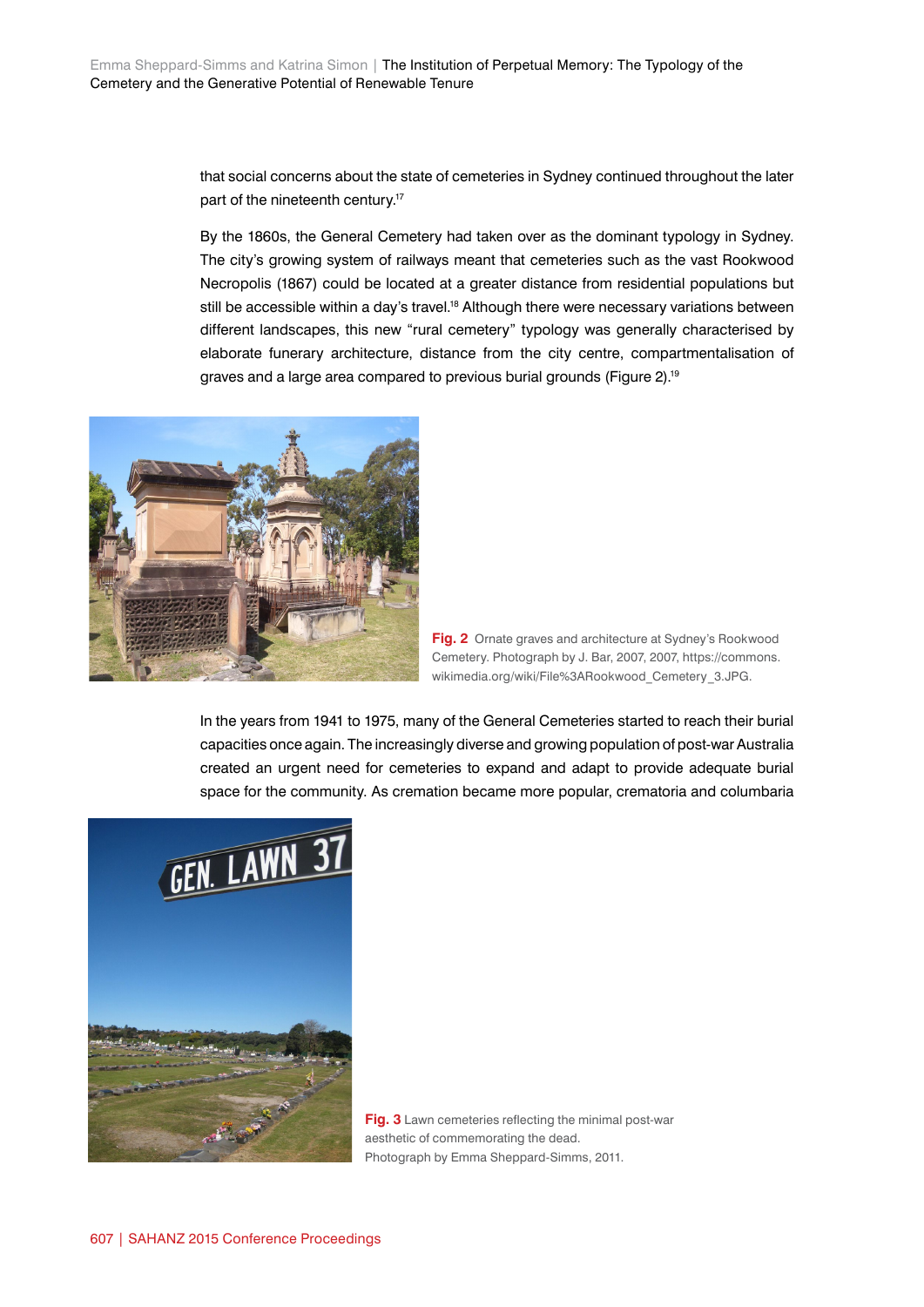that social concerns about the state of cemeteries in Sydney continued throughout the later part of the nineteenth century.[17]

By the 1860s, the General Cemetery had taken over as the dominant typology in Sydney. The city's growing system of railways meant that cemeteries such as the vast Rookwood Necropolis (1867) could be located at a greater distance from residential populations but still be accessible within a day's travel.[18] Although there were necessary variations between different landscapes, this new "rural cemetery" typology was generally characterised by elaborate funerary architecture, distance from the city centre, compartmentalisation of graves and a large area compared to previous burial grounds (Figure 2).[19]

**Fig. 2** Ornate graves and architecture at Sydney's Rookwood Cemetery. Photograph by J. Bar, 2007, 2007, https://commons.wikimedia.org/wiki/File%3ARookwood_Cemetery_3.JPG.

In the years from 1941 to 1975, many of the General Cemeteries started to reach their burial capacities once again. The increasingly diverse and growing population of post-war Australia created an urgent need for cemeteries to expand and adapt to provide adequate burial space for the community. As cremation became more popular, crematoria and columbaria

**Fig. 3** Lawn cemeteries reflecting the minimal post-war aesthetic of commemorating the dead. Photograph by Emma Sheppard-Simms, 2011.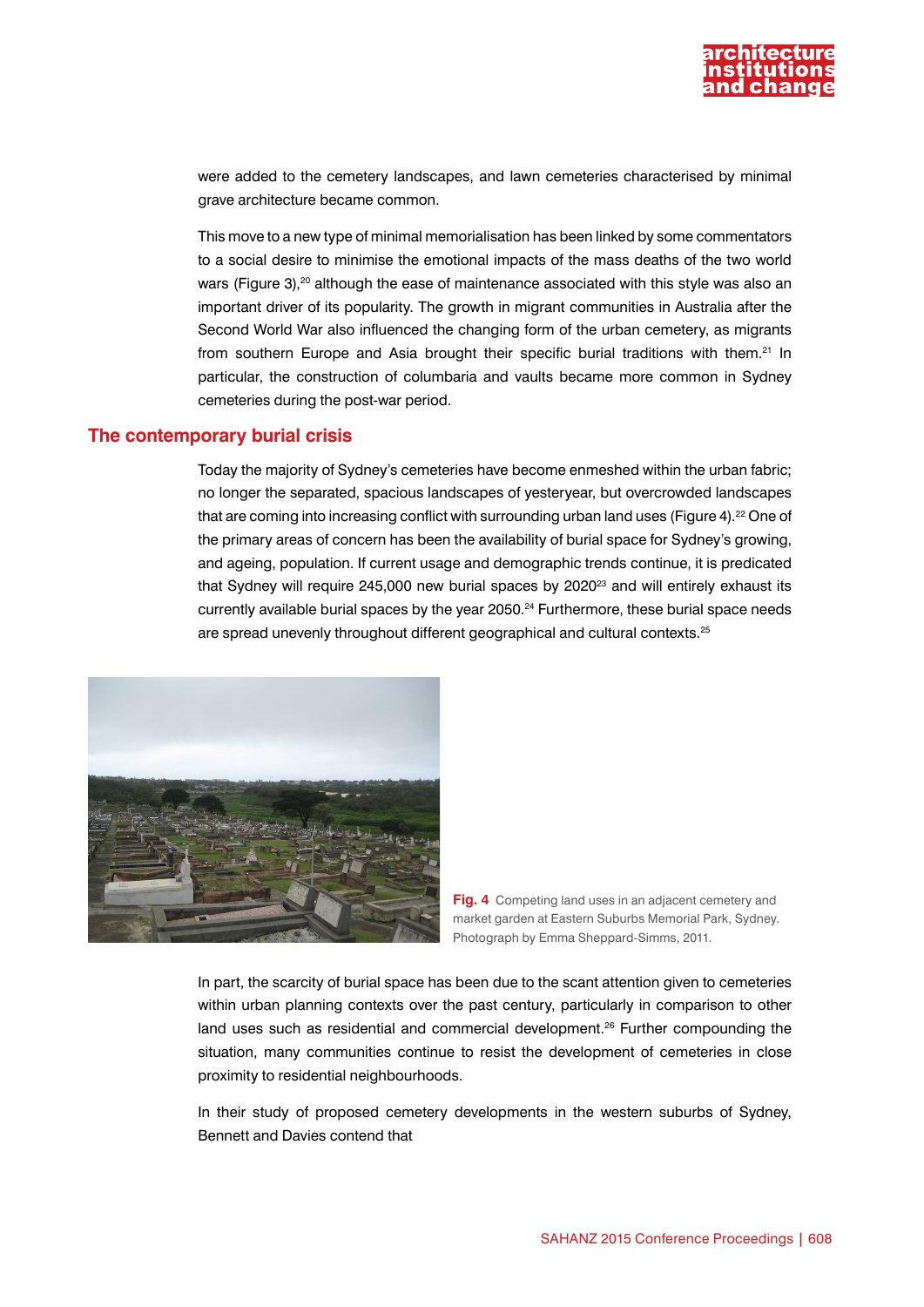were added to the cemetery landscapes, and lawn cemeteries characterised by minimal grave architecture became common.

This move to a new type of minimal memorialisation has been linked by some commentators to a social desire to minimise the emotional impacts of the mass deaths of the two world wars (Figure 3),[20] although the ease of maintenance associated with this style was also an important driver of its popularity. The growth in migrant communities in Australia after the Second World War also influenced the changing form of the urban cemetery, as migrants from southern Europe and Asia brought their specific burial traditions with them.[21] In particular, the construction of columbaria and vaults became more common in Sydney cemeteries during the post-war period.

## The contemporary burial crisis

Today the majority of Sydney's cemeteries have become enmeshed within the urban fabric; no longer the separated, spacious landscapes of yesteryear, but overcrowded landscapes that are coming into increasing conflict with surrounding urban land uses (Figure 4).[22] One of the primary areas of concern has been the availability of burial space for Sydney's growing, and ageing, population. If current usage and demographic trends continue, it is predicated that Sydney will require 245,000 new burial spaces by 2020[23] and will entirely exhaust its currently available burial spaces by the year 2050.[24] Furthermore, these burial space needs are spread unevenly throughout different geographical and cultural contexts.[25]

**Fig. 4** Competing land uses in an adjacent cemetery and market garden at Eastern Suburbs Memorial Park, Sydney. Photograph by Emma Sheppard-Simms, 2011.

In part, the scarcity of burial space has been due to the scant attention given to cemeteries within urban planning contexts over the past century, particularly in comparison to other land uses such as residential and commercial development.[26] Further compounding the situation, many communities continue to resist the development of cemeteries in close proximity to residential neighbourhoods.

In their study of proposed cemetery developments in the western suburbs of Sydney, Bennett and Davies contend that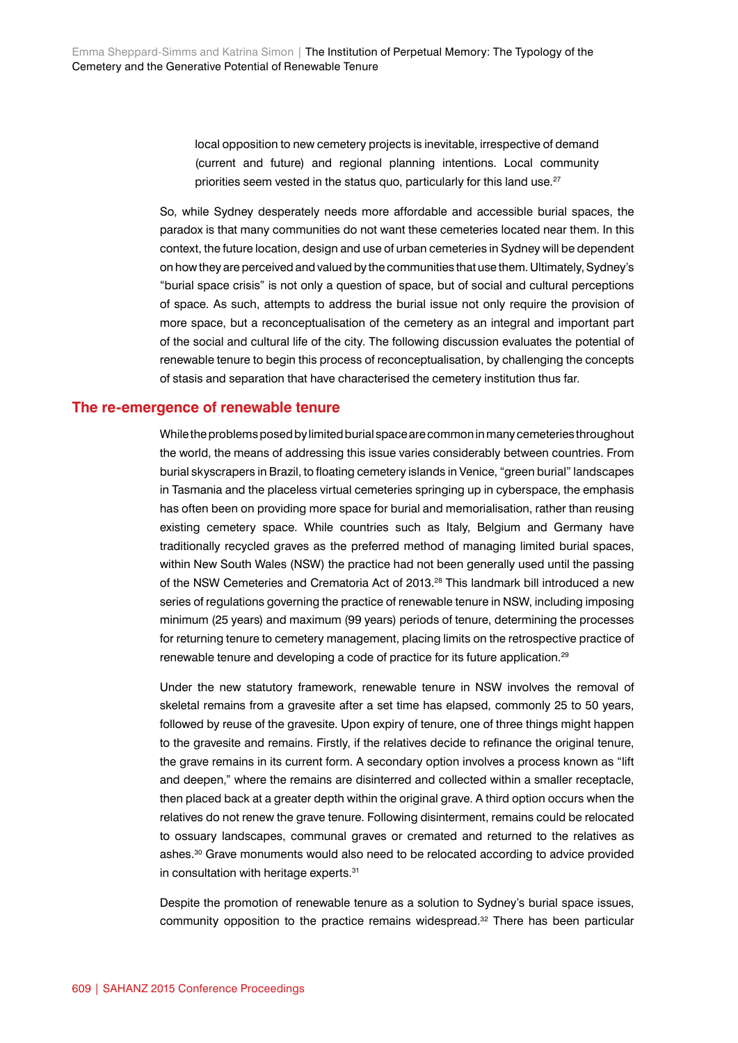> local opposition to new cemetery projects is inevitable, irrespective of demand (current and future) and regional planning intentions. Local community priorities seem vested in the status quo, particularly for this land use.[27]

So, while Sydney desperately needs more affordable and accessible burial spaces, the paradox is that many communities do not want these cemeteries located near them. In this context, the future location, design and use of urban cemeteries in Sydney will be dependent on how they are perceived and valued by the communities that use them. Ultimately, Sydney's "burial space crisis" is not only a question of space, but of social and cultural perceptions of space. As such, attempts to address the burial issue not only require the provision of more space, but a reconceptualisation of the cemetery as an integral and important part of the social and cultural life of the city. The following discussion evaluates the potential of renewable tenure to begin this process of reconceptualisation, by challenging the concepts of stasis and separation that have characterised the cemetery institution thus far.

## The re-emergence of renewable tenure

While the problems posed by limited burial space are common in many cemeteries throughout the world, the means of addressing this issue varies considerably between countries. From burial skyscrapers in Brazil, to floating cemetery islands in Venice, "green burial" landscapes in Tasmania and the placeless virtual cemeteries springing up in cyberspace, the emphasis has often been on providing more space for burial and memorialisation, rather than reusing existing cemetery space. While countries such as Italy, Belgium and Germany have traditionally recycled graves as the preferred method of managing limited burial spaces, within New South Wales (NSW) the practice had not been generally used until the passing of the NSW Cemeteries and Crematoria Act of 2013.[28] This landmark bill introduced a new series of regulations governing the practice of renewable tenure in NSW, including imposing minimum (25 years) and maximum (99 years) periods of tenure, determining the processes for returning tenure to cemetery management, placing limits on the retrospective practice of renewable tenure and developing a code of practice for its future application.[29]

Under the new statutory framework, renewable tenure in NSW involves the removal of skeletal remains from a gravesite after a set time has elapsed, commonly 25 to 50 years, followed by reuse of the gravesite. Upon expiry of tenure, one of three things might happen to the gravesite and remains. Firstly, if the relatives decide to refinance the original tenure, the grave remains in its current form. A secondary option involves a process known as "lift and deepen," where the remains are disinterred and collected within a smaller receptacle, then placed back at a greater depth within the original grave. A third option occurs when the relatives do not renew the grave tenure. Following disinterment, remains could be relocated to ossuary landscapes, communal graves or cremated and returned to the relatives as ashes.[30] Grave monuments would also need to be relocated according to advice provided in consultation with heritage experts.[31]

Despite the promotion of renewable tenure as a solution to Sydney's burial space issues, community opposition to the practice remains widespread.[32] There has been particular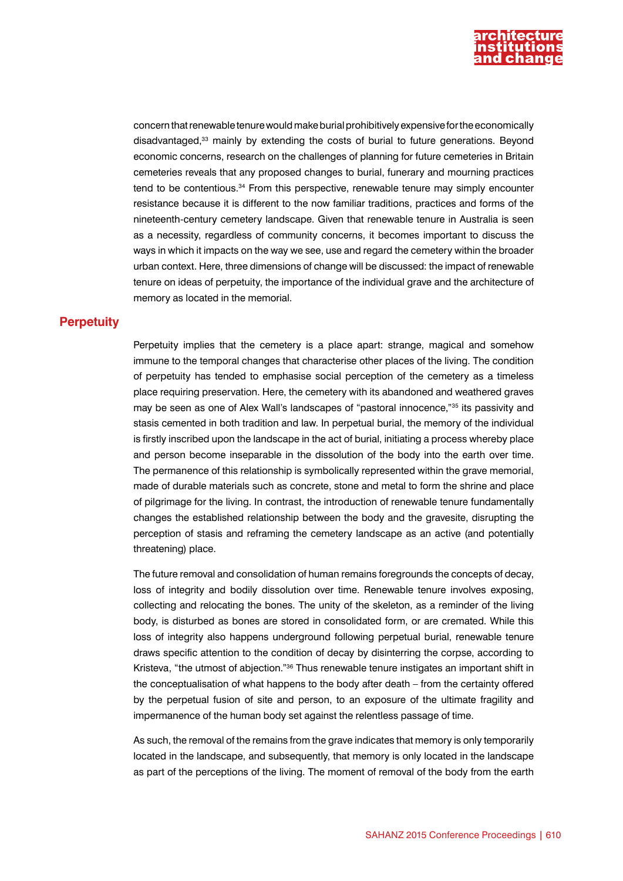concern that renewable tenure would make burial prohibitively expensive for the economically disadvantaged,[33] mainly by extending the costs of burial to future generations. Beyond economic concerns, research on the challenges of planning for future cemeteries in Britain cemeteries reveals that any proposed changes to burial, funerary and mourning practices tend to be contentious.[34] From this perspective, renewable tenure may simply encounter resistance because it is different to the now familiar traditions, practices and forms of the nineteenth-century cemetery landscape. Given that renewable tenure in Australia is seen as a necessity, regardless of community concerns, it becomes important to discuss the ways in which it impacts on the way we see, use and regard the cemetery within the broader urban context. Here, three dimensions of change will be discussed: the impact of renewable tenure on ideas of perpetuity, the importance of the individual grave and the architecture of memory as located in the memorial.

## Perpetuity

Perpetuity implies that the cemetery is a place apart: strange, magical and somehow immune to the temporal changes that characterise other places of the living. The condition of perpetuity has tended to emphasise social perception of the cemetery as a timeless place requiring preservation. Here, the cemetery with its abandoned and weathered graves may be seen as one of Alex Wall's landscapes of "pastoral innocence,"[35] its passivity and stasis cemented in both tradition and law. In perpetual burial, the memory of the individual is firstly inscribed upon the landscape in the act of burial, initiating a process whereby place and person become inseparable in the dissolution of the body into the earth over time. The permanence of this relationship is symbolically represented within the grave memorial, made of durable materials such as concrete, stone and metal to form the shrine and place of pilgrimage for the living. In contrast, the introduction of renewable tenure fundamentally changes the established relationship between the body and the gravesite, disrupting the perception of stasis and reframing the cemetery landscape as an active (and potentially threatening) place.

The future removal and consolidation of human remains foregrounds the concepts of decay, loss of integrity and bodily dissolution over time. Renewable tenure involves exposing, collecting and relocating the bones. The unity of the skeleton, as a reminder of the living body, is disturbed as bones are stored in consolidated form, or are cremated. While this loss of integrity also happens underground following perpetual burial, renewable tenure draws specific attention to the condition of decay by disinterring the corpse, according to Kristeva, "the utmost of abjection."[36] Thus renewable tenure instigates an important shift in the conceptualisation of what happens to the body after death – from the certainty offered by the perpetual fusion of site and person, to an exposure of the ultimate fragility and impermanence of the human body set against the relentless passage of time.

As such, the removal of the remains from the grave indicates that memory is only temporarily located in the landscape, and subsequently, that memory is only located in the landscape as part of the perceptions of the living. The moment of removal of the body from the earth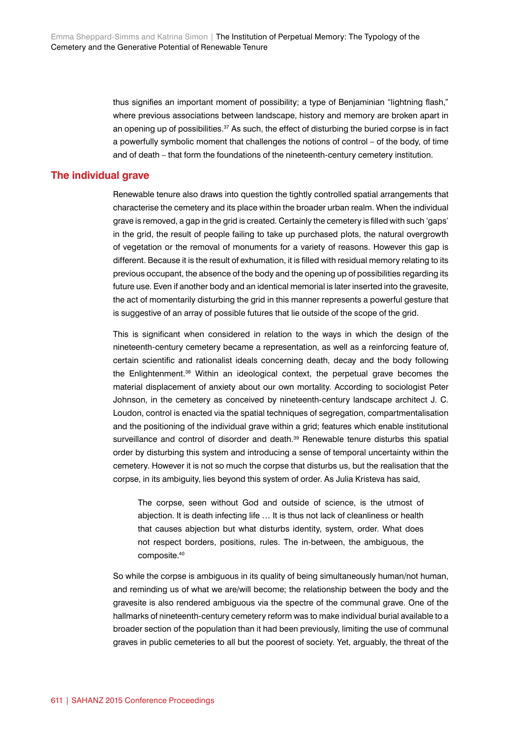thus signifies an important moment of possibility; a type of Benjaminian "lightning flash," where previous associations between landscape, history and memory are broken apart in an opening up of possibilities.[37] As such, the effect of disturbing the buried corpse is in fact a powerfully symbolic moment that challenges the notions of control – of the body, of time and of death – that form the foundations of the nineteenth-century cemetery institution.

## The individual grave

Renewable tenure also draws into question the tightly controlled spatial arrangements that characterise the cemetery and its place within the broader urban realm. When the individual grave is removed, a gap in the grid is created. Certainly the cemetery is filled with such 'gaps' in the grid, the result of people failing to take up purchased plots, the natural overgrowth of vegetation or the removal of monuments for a variety of reasons. However this gap is different. Because it is the result of exhumation, it is filled with residual memory relating to its previous occupant, the absence of the body and the opening up of possibilities regarding its future use. Even if another body and an identical memorial is later inserted into the gravesite, the act of momentarily disturbing the grid in this manner represents a powerful gesture that is suggestive of an array of possible futures that lie outside of the scope of the grid.

This is significant when considered in relation to the ways in which the design of the nineteenth-century cemetery became a representation, as well as a reinforcing feature of, certain scientific and rationalist ideals concerning death, decay and the body following the Enlightenment.[38] Within an ideological context, the perpetual grave becomes the material displacement of anxiety about our own mortality. According to sociologist Peter Johnson, in the cemetery as conceived by nineteenth-century landscape architect J. C. Loudon, control is enacted via the spatial techniques of segregation, compartmentalisation and the positioning of the individual grave within a grid; features which enable institutional surveillance and control of disorder and death.[39] Renewable tenure disturbs this spatial order by disturbing this system and introducing a sense of temporal uncertainty within the cemetery. However it is not so much the corpse that disturbs us, but the realisation that the corpse, in its ambiguity, lies beyond this system of order. As Julia Kristeva has said,

> The corpse, seen without God and outside of science, is the utmost of abjection. It is death infecting life … It is thus not lack of cleanliness or health that causes abjection but what disturbs identity, system, order. What does not respect borders, positions, rules. The in-between, the ambiguous, the composite.[40]

So while the corpse is ambiguous in its quality of being simultaneously human/not human, and reminding us of what we are/will become; the relationship between the body and the gravesite is also rendered ambiguous via the spectre of the communal grave. One of the hallmarks of nineteenth-century cemetery reform was to make individual burial available to a broader section of the population than it had been previously, limiting the use of communal graves in public cemeteries to all but the poorest of society. Yet, arguably, the threat of the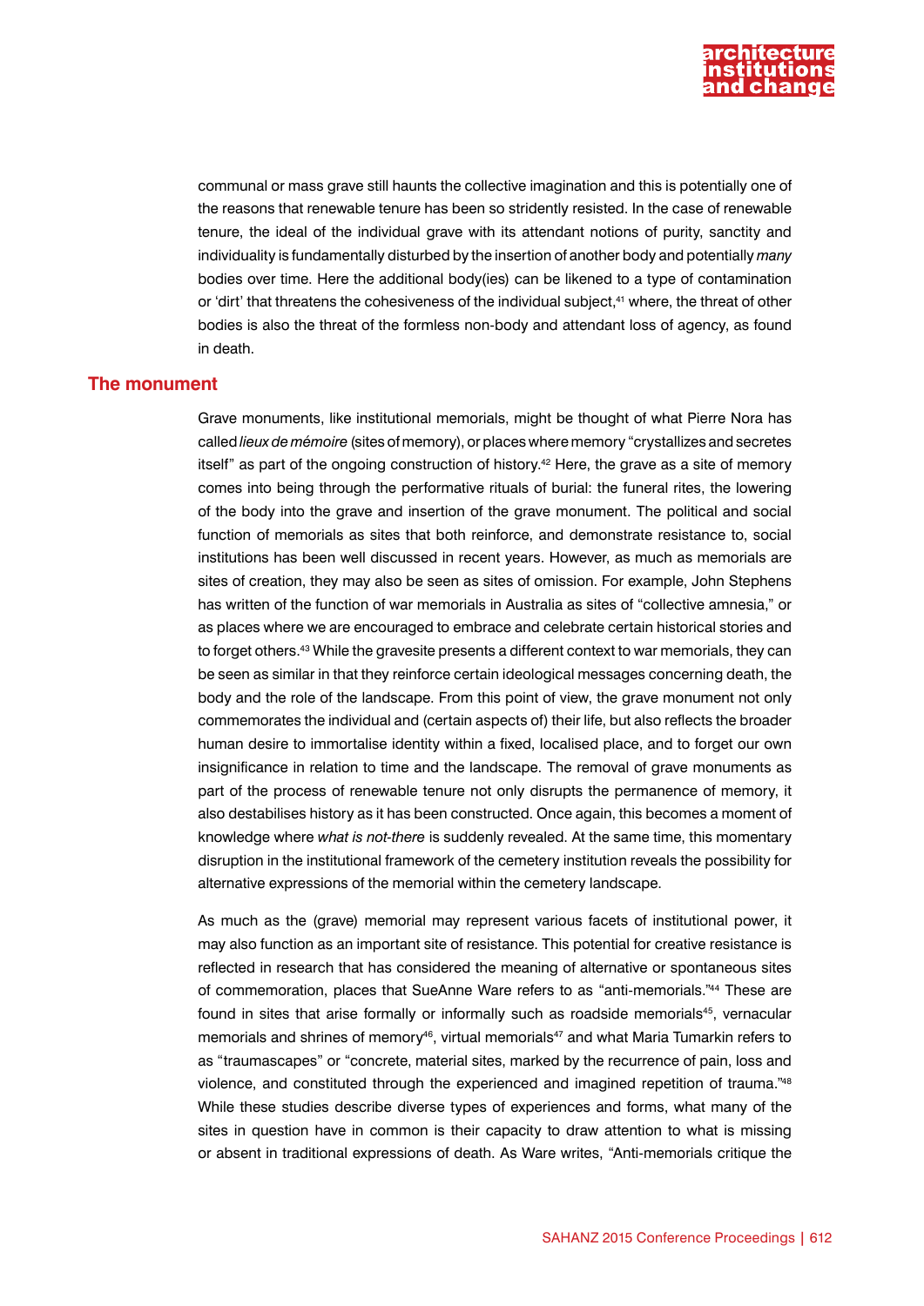communal or mass grave still haunts the collective imagination and this is potentially one of the reasons that renewable tenure has been so stridently resisted. In the case of renewable tenure, the ideal of the individual grave with its attendant notions of purity, sanctity and individuality is fundamentally disturbed by the insertion of another body and potentially *many* bodies over time. Here the additional body(ies) can be likened to a type of contamination or 'dirt' that threatens the cohesiveness of the individual subject,[41] where, the threat of other bodies is also the threat of the formless non-body and attendant loss of agency, as found in death.

## The monument

Grave monuments, like institutional memorials, might be thought of what Pierre Nora has called *lieux de mémoire* (sites of memory), or places where memory "crystallizes and secretes itself" as part of the ongoing construction of history.[42] Here, the grave as a site of memory comes into being through the performative rituals of burial: the funeral rites, the lowering of the body into the grave and insertion of the grave monument. The political and social function of memorials as sites that both reinforce, and demonstrate resistance to, social institutions has been well discussed in recent years. However, as much as memorials are sites of creation, they may also be seen as sites of omission. For example, John Stephens has written of the function of war memorials in Australia as sites of "collective amnesia," or as places where we are encouraged to embrace and celebrate certain historical stories and to forget others.[43] While the gravesite presents a different context to war memorials, they can be seen as similar in that they reinforce certain ideological messages concerning death, the body and the role of the landscape. From this point of view, the grave monument not only commemorates the individual and (certain aspects of) their life, but also reflects the broader human desire to immortalise identity within a fixed, localised place, and to forget our own insignificance in relation to time and the landscape. The removal of grave monuments as part of the process of renewable tenure not only disrupts the permanence of memory, it also destabilises history as it has been constructed. Once again, this becomes a moment of knowledge where *what is not-there* is suddenly revealed. At the same time, this momentary disruption in the institutional framework of the cemetery institution reveals the possibility for alternative expressions of the memorial within the cemetery landscape.

As much as the (grave) memorial may represent various facets of institutional power, it may also function as an important site of resistance. This potential for creative resistance is reflected in research that has considered the meaning of alternative or spontaneous sites of commemoration, places that SueAnne Ware refers to as "anti-memorials."[44] These are found in sites that arise formally or informally such as roadside memorials[45], vernacular memorials and shrines of memory[46], virtual memorials[47] and what Maria Tumarkin refers to as "traumascapes" or "concrete, material sites, marked by the recurrence of pain, loss and violence, and constituted through the experienced and imagined repetition of trauma."[48] While these studies describe diverse types of experiences and forms, what many of the sites in question have in common is their capacity to draw attention to what is missing or absent in traditional expressions of death. As Ware writes, "Anti-memorials critique the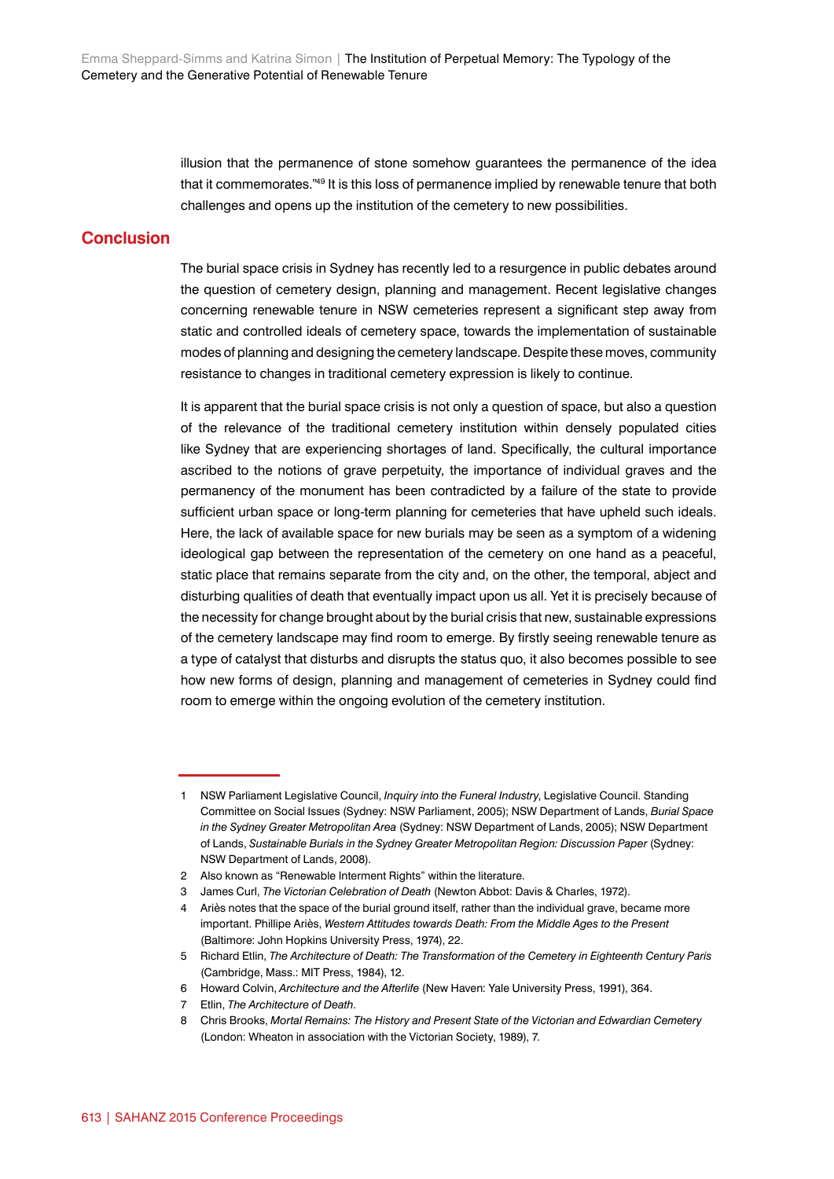illusion that the permanence of stone somehow guarantees the permanence of the idea that it commemorates."[49] It is this loss of permanence implied by renewable tenure that both challenges and opens up the institution of the cemetery to new possibilities.

## Conclusion

The burial space crisis in Sydney has recently led to a resurgence in public debates around the question of cemetery design, planning and management. Recent legislative changes concerning renewable tenure in NSW cemeteries represent a significant step away from static and controlled ideals of cemetery space, towards the implementation of sustainable modes of planning and designing the cemetery landscape. Despite these moves, community resistance to changes in traditional cemetery expression is likely to continue.

It is apparent that the burial space crisis is not only a question of space, but also a question of the relevance of the traditional cemetery institution within densely populated cities like Sydney that are experiencing shortages of land. Specifically, the cultural importance ascribed to the notions of grave perpetuity, the importance of individual graves and the permanency of the monument has been contradicted by a failure of the state to provide sufficient urban space or long-term planning for cemeteries that have upheld such ideals. Here, the lack of available space for new burials may be seen as a symptom of a widening ideological gap between the representation of the cemetery on one hand as a peaceful, static place that remains separate from the city and, on the other, the temporal, abject and disturbing qualities of death that eventually impact upon us all. Yet it is precisely because of the necessity for change brought about by the burial crisis that new, sustainable expressions of the cemetery landscape may find room to emerge. By firstly seeing renewable tenure as a type of catalyst that disturbs and disrupts the status quo, it also becomes possible to see how new forms of design, planning and management of cemeteries in Sydney could find room to emerge within the ongoing evolution of the cemetery institution.

---

1 NSW Parliament Legislative Council, *Inquiry into the Funeral Industry*, Legislative Council. Standing Committee on Social Issues (Sydney: NSW Parliament, 2005); NSW Department of Lands, *Burial Space in the Sydney Greater Metropolitan Area* (Sydney: NSW Department of Lands, 2005); NSW Department of Lands, *Sustainable Burials in the Sydney Greater Metropolitan Region: Discussion Paper* (Sydney: NSW Department of Lands, 2008).

2 Also known as "Renewable Interment Rights" within the literature.

3 James Curl, *The Victorian Celebration of Death* (Newton Abbot: Davis & Charles, 1972).

4 Ariès notes that the space of the burial ground itself, rather than the individual grave, became more important. Phillipe Ariès, *Western Attitudes towards Death: From the Middle Ages to the Present* (Baltimore: John Hopkins University Press, 1974), 22.

5 Richard Etlin, *The Architecture of Death: The Transformation of the Cemetery in Eighteenth Century Paris* (Cambridge, Mass.: MIT Press, 1984), 12.

6 Howard Colvin, *Architecture and the Afterlife* (New Haven: Yale University Press, 1991), 364.

7 Etlin, *The Architecture of Death*.

8 Chris Brooks, *Mortal Remains: The History and Present State of the Victorian and Edwardian Cemetery* (London: Wheaton in association with the Victorian Society, 1989), 7.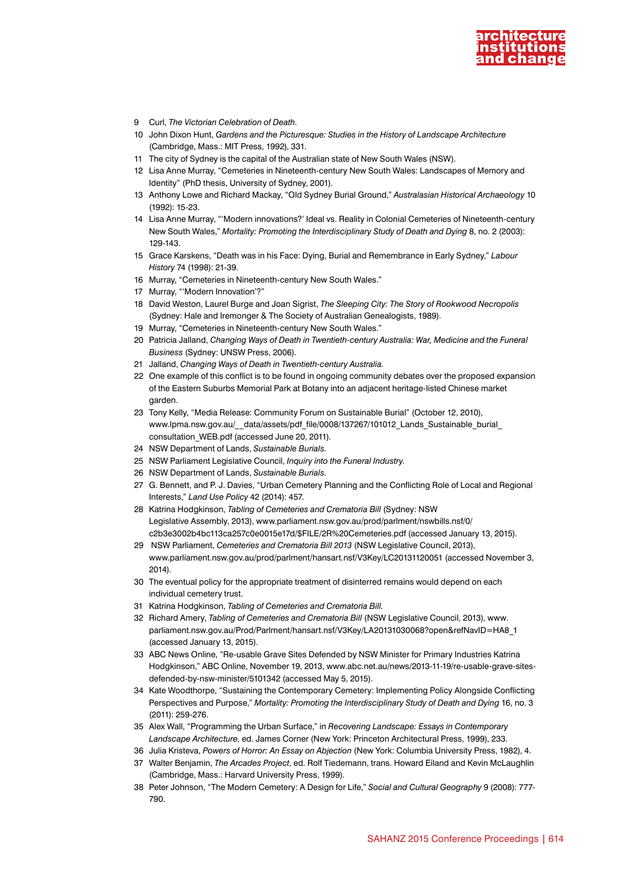9 Curl, *The Victorian Celebration of Death*.

10 John Dixon Hunt, *Gardens and the Picturesque: Studies in the History of Landscape Architecture* (Cambridge, Mass.: MIT Press, 1992), 331.

11 The city of Sydney is the capital of the Australian state of New South Wales (NSW).

12 Lisa Anne Murray, "Cemeteries in Nineteenth-century New South Wales: Landscapes of Memory and Identity" (PhD thesis, University of Sydney, 2001).

13 Anthony Lowe and Richard Mackay, "Old Sydney Burial Ground," *Australasian Historical Archaeology* 10 (1992): 15-23.

14 Lisa Anne Murray, "'Modern innovations?' Ideal vs. Reality in Colonial Cemeteries of Nineteenth-century New South Wales," *Mortality: Promoting the Interdisciplinary Study of Death and Dying* 8, no. 2 (2003): 129-143.

15 Grace Karskens, "Death was in his Face: Dying, Burial and Remembrance in Early Sydney," *Labour History* 74 (1998): 21-39.

16 Murray, "Cemeteries in Nineteenth-century New South Wales."

17 Murray, "'Modern Innovation'?"

18 David Weston, Laurel Burge and Joan Sigrist, *The Sleeping City: The Story of Rookwood Necropolis* (Sydney: Hale and Iremonger & The Society of Australian Genealogists, 1989).

19 Murray, "Cemeteries in Nineteenth-century New South Wales."

20 Patricia Jalland, *Changing Ways of Death in Twentieth-century Australia: War, Medicine and the Funeral Business* (Sydney: UNSW Press, 2006).

21 Jalland, *Changing Ways of Death in Twentieth-century Australia.*

22 One example of this conflict is to be found in ongoing community debates over the proposed expansion of the Eastern Suburbs Memorial Park at Botany into an adjacent heritage-listed Chinese market garden.

23 Tony Kelly, "Media Release: Community Forum on Sustainable Burial" (October 12, 2010), www.lpma.nsw.gov.au/__data/assets/pdf_file/0008/137267/101012_Lands_Sustainable_burial_consultation_WEB.pdf (accessed June 20, 2011).

24 NSW Department of Lands, *Sustainable Burials.*

25 NSW Parliament Legislative Council, *Inquiry into the Funeral Industry.*

26 NSW Department of Lands, *Sustainable Burials.*

27 G. Bennett, and P. J. Davies, "Urban Cemetery Planning and the Conflicting Role of Local and Regional Interests," *Land Use Policy* 42 (2014): 457.

28 Katrina Hodgkinson, *Tabling of Cemeteries and Crematoria Bill* (Sydney: NSW Legislative Assembly, 2013), www.parliament.nsw.gov.au/prod/parlment/nswbills.nsf/0/c2b3e3002b4bc113ca257c0e0015e17d/$FILE/2R%20Cemeteries.pdf (accessed January 13, 2015).

29 NSW Parliament, *Cemeteries and Crematoria Bill 2013* (NSW Legislative Council, 2013), www.parliament.nsw.gov.au/prod/parlment/hansart.nsf/V3Key/LC20131120051 (accessed November 3, 2014).

30 The eventual policy for the appropriate treatment of disinterred remains would depend on each individual cemetery trust.

31 Katrina Hodgkinson, *Tabling of Cemeteries and Crematoria Bill.*

32 Richard Amery, *Tabling of Cemeteries and Crematoria Bill* (NSW Legislative Council, 2013), www.parliament.nsw.gov.au/Prod/Parlment/hansart.nsf/V3Key/LA20131030068?open&refNavID=HA8_1 (accessed January 13, 2015).

33 ABC News Online, "Re-usable Grave Sites Defended by NSW Minister for Primary Industries Katrina Hodgkinson," ABC Online, November 19, 2013, www.abc.net.au/news/2013-11-19/re-usable-grave-sites-defended-by-nsw-minister/5101342 (accessed May 5, 2015).

34 Kate Woodthorpe, "Sustaining the Contemporary Cemetery: Implementing Policy Alongside Conflicting Perspectives and Purpose," *Mortality: Promoting the Interdisciplinary Study of Death and Dying* 16, no. 3 (2011): 259-276.

35 Alex Wall, "Programming the Urban Surface," in *Recovering Landscape: Essays in Contemporary Landscape Architecture*, ed. James Corner (New York: Princeton Architectural Press, 1999), 233.

36 Julia Kristeva, *Powers of Horror: An Essay on Abjection* (New York: Columbia University Press, 1982), 4.

37 Walter Benjamin, *The Arcades Project*, ed. Rolf Tiedemann, trans. Howard Eiland and Kevin McLaughlin (Cambridge, Mass.: Harvard University Press, 1999).

38 Peter Johnson, "The Modern Cemetery: A Design for Life," *Social and Cultural Geography* 9 (2008): 777-790.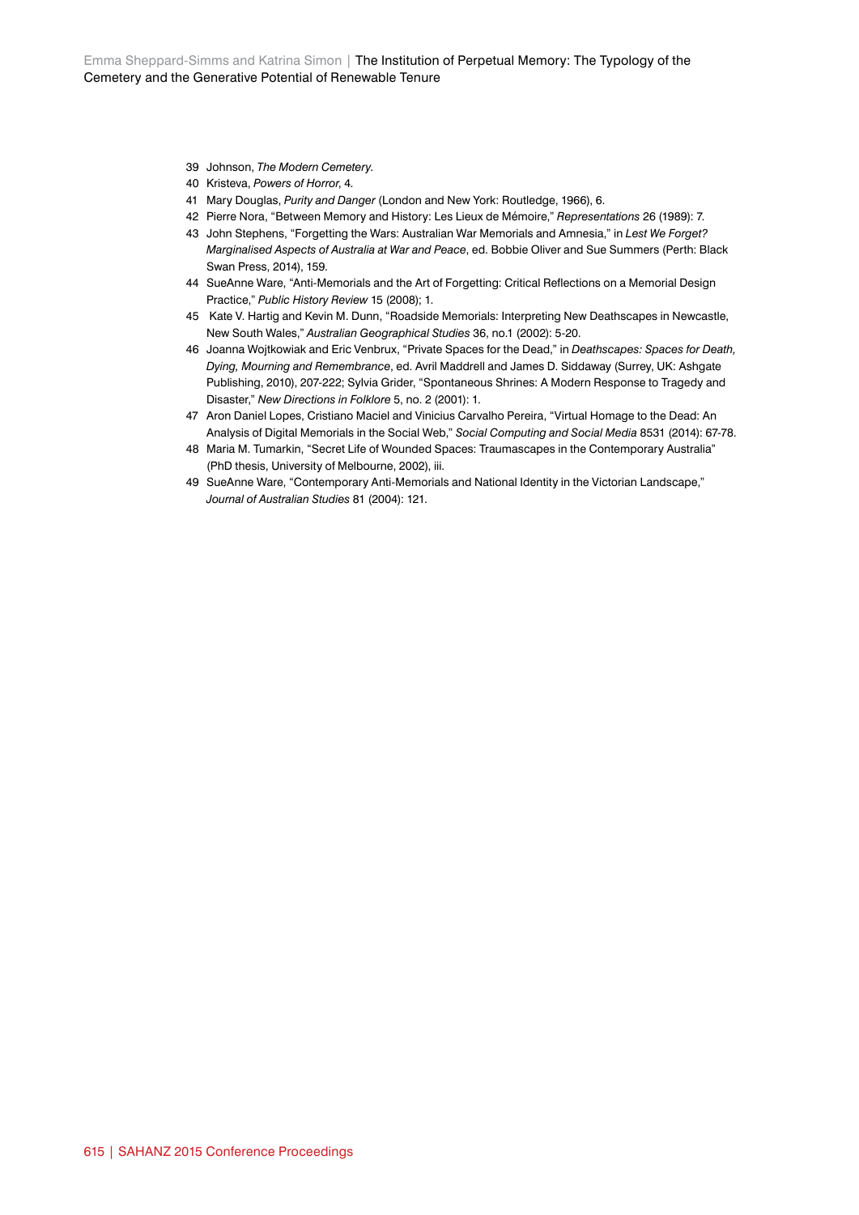39 Johnson, *The Modern Cemetery*.

40 Kristeva, *Powers of Horror*, 4.

41 Mary Douglas, *Purity and Danger* (London and New York: Routledge, 1966), 6.

42 Pierre Nora, "Between Memory and History: Les Lieux de Mémoire," *Representations* 26 (1989): 7.

43 John Stephens, "Forgetting the Wars: Australian War Memorials and Amnesia," in *Lest We Forget? Marginalised Aspects of Australia at War and Peace*, ed. Bobbie Oliver and Sue Summers (Perth: Black Swan Press, 2014), 159.

44 SueAnne Ware, "Anti-Memorials and the Art of Forgetting: Critical Reflections on a Memorial Design Practice," *Public History Review* 15 (2008); 1.

45 Kate V. Hartig and Kevin M. Dunn, "Roadside Memorials: Interpreting New Deathscapes in Newcastle, New South Wales," *Australian Geographical Studies* 36, no.1 (2002): 5-20.

46 Joanna Wojtkowiak and Eric Venbrux, "Private Spaces for the Dead," in *Deathscapes: Spaces for Death, Dying, Mourning and Remembrance*, ed. Avril Maddrell and James D. Siddaway (Surrey, UK: Ashgate Publishing, 2010), 207-222; Sylvia Grider, "Spontaneous Shrines: A Modern Response to Tragedy and Disaster," *New Directions in Folklore* 5, no. 2 (2001): 1.

47 Aron Daniel Lopes, Cristiano Maciel and Vinicius Carvalho Pereira, "Virtual Homage to the Dead: An Analysis of Digital Memorials in the Social Web," *Social Computing and Social Media* 8531 (2014): 67-78.

48 Maria M. Tumarkin, "Secret Life of Wounded Spaces: Traumascapes in the Contemporary Australia" (PhD thesis, University of Melbourne, 2002), iii.

49 SueAnne Ware, "Contemporary Anti-Memorials and National Identity in the Victorian Landscape," *Journal of Australian Studies* 81 (2004): 121.